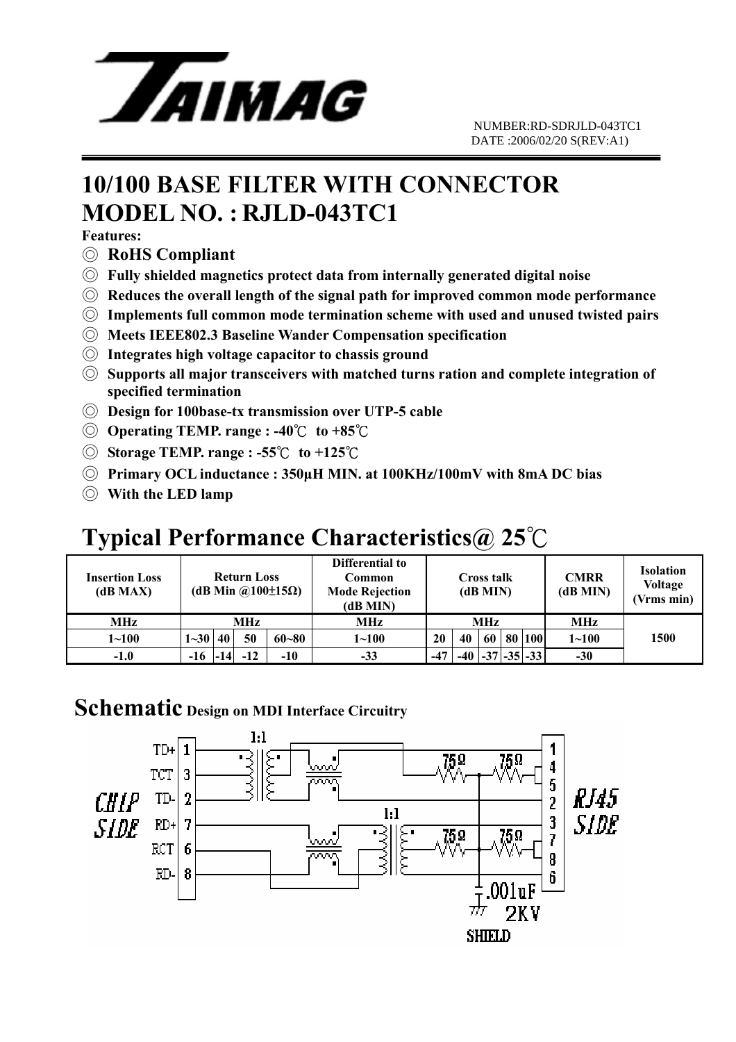# TAIMAG

NUMBER:RD-SDRJLD-043TC1
DATE :2006/02/20 S(REV:A1)

# 10/100 BASE FILTER WITH CONNECTOR
# MODEL NO. : RJLD-043TC1

**Features:**

- ◎ **RoHS Compliant**
- ◎ **Fully shielded magnetics protect data from internally generated digital noise**
- ◎ **Reduces the overall length of the signal path for improved common mode performance**
- ◎ **Implements full common mode termination scheme with used and unused twisted pairs**
- ◎ **Meets IEEE802.3 Baseline Wander Compensation specification**
- ◎ **Integrates high voltage capacitor to chassis ground**
- ◎ **Supports all major transceivers with matched turns ration and complete integration of specified termination**
- ◎ **Design for 100base-tx transmission over UTP-5 cable**
- ◎ **Operating TEMP. range : -40℃ to +85℃**
- ◎ **Storage TEMP. range : -55℃ to +125℃**
- ◎ **Primary OCL inductance : 350μH MIN. at 100KHz/100mV with 8mA DC bias**
- ◎ **With the LED lamp**

## Typical Performance Characteristics@ 25℃

| Insertion Loss (dB MAX) | Return Loss (dB Min @100±15Ω) | | | | Differential to Common Mode Rejection (dB MIN) | Cross talk (dB MIN) | | | | | CMRR (dB MIN) | Isolation Voltage (Vrms min) |
|---|---|---|---|---|---|---|---|---|---|---|---|---|
| MHz | MHz | | | | MHz | MHz | | | | | MHz | 1500 |
| 1~100 | 1~30 | 40 | 50 | 60~80 | 1~100 | 20 | 40 | 60 | 80 | 100 | 1~100 | |
| -1.0 | -16 | -14 | -12 | -10 | -33 | -47 | -40 | -37 | -35 | -33 | -30 | |

## Schematic Design on MDI Interface Circuitry

CHIP SIDE: TD+ 1, TCT 3, TD- 2, RD+ 7, RCT 6, RD- 8

1:1

1:1

75Ω 75Ω 75Ω 75Ω

RJ45 SIDE: 1, 4, 5, 2, 3, 7, 8, 6

.001uF 2KV

SHIELD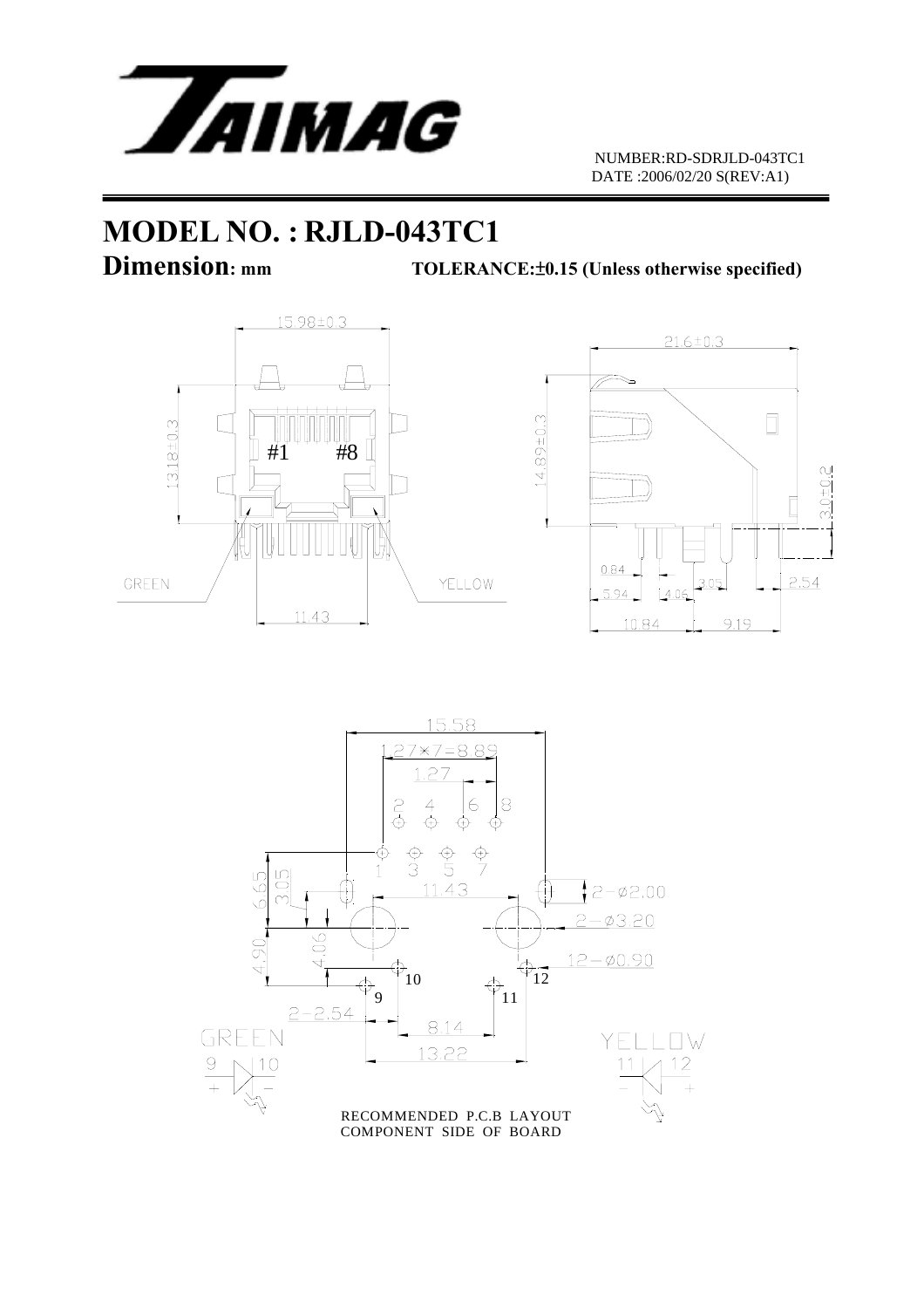NUMBER:RD-SDRJLD-043TC1
DATE :2006/02/20 S(REV:A1)

# MODEL NO. : RJLD-043TC1

## Dimension: mm

**TOLERANCE:±0.15 (Unless otherwise specified)**

15.98±0.3

13.18±0.3

#1 #8

GREEN

YELLOW

11.43

21.6±0.3

14.89±0.3

3.0±0.2

0.84

5.94

4.06

3.05

2.54

10.84

9.19

15.58

1.27×7=8.89

1.27

2 4 6 8

1 3 5 7

6.65

3.05

11.43

2−ø2.00

2−ø3.20

4.90

4.06

12−ø0.90

10

12

9

11

2−2.54

8.14

13.22

GREEN

9 10

\+ −

YELLOW

11 12

− +

RECOMMENDED P.C.B LAYOUT
COMPONENT SIDE OF BOARD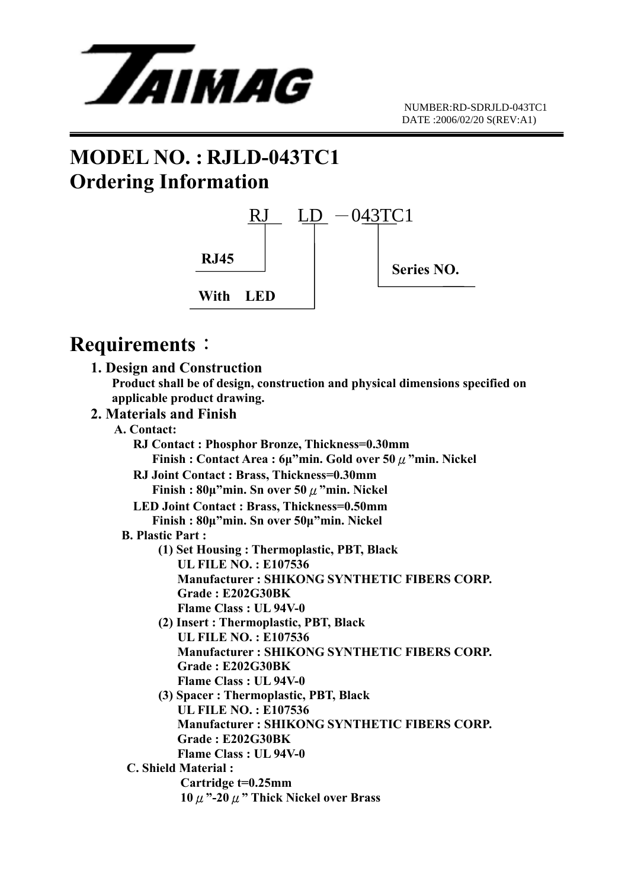TAIMAG

NUMBER:RD-SDRJLD-043TC1
DATE :2006/02/20 S(REV:A1)

# MODEL NO. : RJLD-043TC1

# Ordering Information

RJ LD －043TC1

- RJ: RJ45
- LD: With LED
- 043TC1: Series NO.

# Requirements：

**1. Design and Construction**

**Product shall be of design, construction and physical dimensions specified on applicable product drawing.**

**2. Materials and Finish**

**A. Contact:**

**RJ Contact : Phosphor Bronze, Thickness=0.30mm**

**Finish : Contact Area : 6μ"min. Gold over 50 μ"min. Nickel**

**RJ Joint Contact : Brass, Thickness=0.30mm**

**Finish : 80μ"min. Sn over 50 μ"min. Nickel**

**LED Joint Contact : Brass, Thickness=0.50mm**

**Finish : 80μ"min. Sn over 50μ"min. Nickel**

**B. Plastic Part :**

**(1) Set Housing : Thermoplastic, PBT, Black**

**UL FILE NO. : E107536**

**Manufacturer : SHIKONG SYNTHETIC FIBERS CORP.**

**Grade : E202G30BK**

**Flame Class : UL 94V-0**

**(2) Insert : Thermoplastic, PBT, Black**

**UL FILE NO. : E107536**

**Manufacturer : SHIKONG SYNTHETIC FIBERS CORP.**

**Grade : E202G30BK**

**Flame Class : UL 94V-0**

**(3) Spacer : Thermoplastic, PBT, Black**

**UL FILE NO. : E107536**

**Manufacturer : SHIKONG SYNTHETIC FIBERS CORP.**

**Grade : E202G30BK**

**Flame Class : UL 94V-0**

**C. Shield Material :**

**Cartridge t=0.25mm**

**10 μ"-20 μ" Thick Nickel over Brass**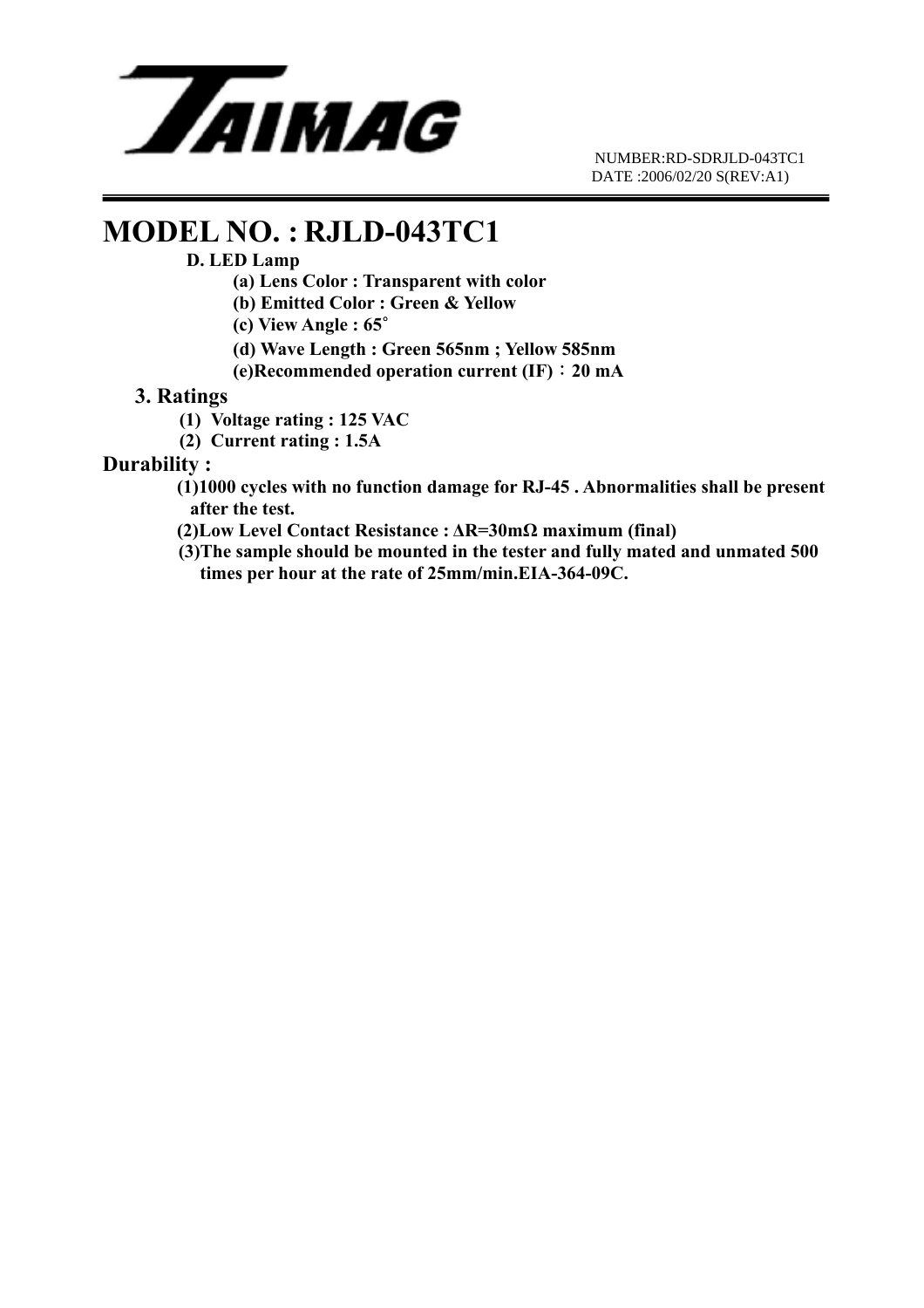NUMBER:RD-SDRJLD-043TC1
DATE :2006/02/20 S(REV:A1)

# MODEL NO. : RJLD-043TC1

**D. LED Lamp**

- **(a) Lens Color : Transparent with color**
- **(b) Emitted Color : Green & Yellow**
- **(c) View Angle : 65°**
- **(d) Wave Length : Green 565nm ; Yellow 585nm**
- **(e)Recommended operation current (IF)：20 mA**

## 3. Ratings

- **(1) Voltage rating : 125 VAC**
- **(2) Current rating : 1.5A**

## Durability :

**(1)1000 cycles with no function damage for RJ-45 . Abnormalities shall be present after the test.**

**(2)Low Level Contact Resistance : ΔR=30mΩ maximum (final)**

**(3)The sample should be mounted in the tester and fully mated and unmated 500 times per hour at the rate of 25mm/min.EIA-364-09C.**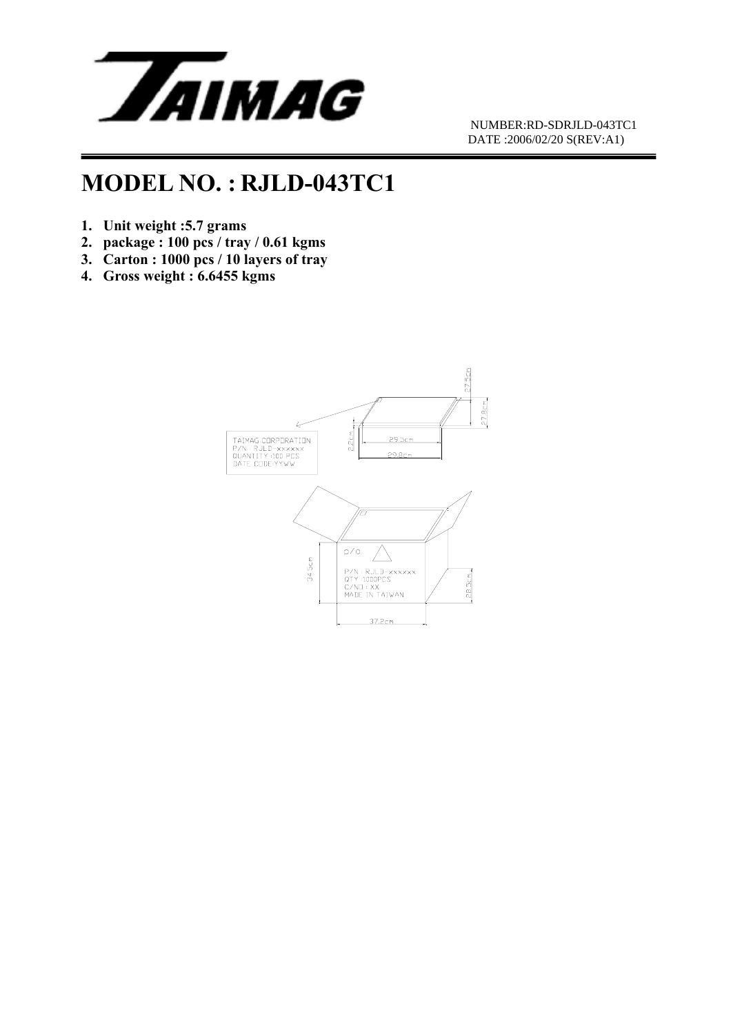NUMBER:RD-SDRJLD-043TC1
DATE :2006/02/20 S(REV:A1)

# MODEL NO. : RJLD-043TC1

1. **Unit weight :5.7 grams**
2. **package : 100 pcs / tray / 0.61 kgms**
3. **Carton : 1000 pcs / 10 layers of tray**
4. **Gross weight : 6.6455 kgms**

TAIMAG CORPORATION
P/N : RJLD-xxxxxx
QUANTITY :100 PCS
DATE CODE:YYWW

27.5cm
27.8cm
2.2cm
29.5cm
29.8cm

p/o

P/N : RJLD-xxxxxx
QTY :1000PCS
C/NO : XX
MADE IN TAIWAN

34.5cm
28.5cm
37.2cm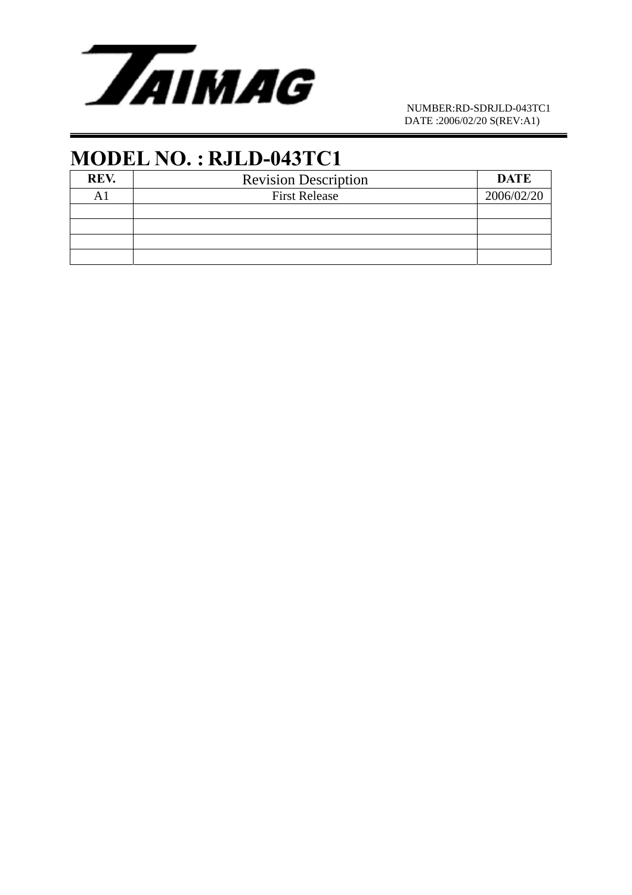TAIMAG

NUMBER:RD-SDRJLD-043TC1
DATE :2006/02/20 S(REV:A1)

# MODEL NO. : RJLD-043TC1

| REV. | Revision Description | DATE |
|---|---|---|
| A1 | First Release | 2006/02/20 |
| | | |
| | | |
| | | |
| | | |